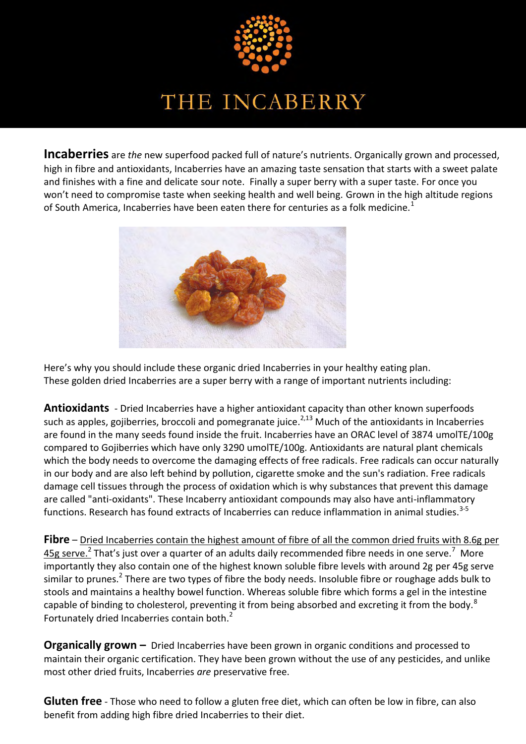# THE INCABERRY

**Incaberries** are *the* new superfood packed full of nature's nutrients. Organically grown and processed, high in fibre and antioxidants, Incaberries have an amazing taste sensation that starts with a sweet palate and finishes with a fine and delicate sour note. Finally a super berry with a super taste. For once you won't need to compromise taste when seeking health and well being. Grown in the high altitude regions of South America, Incaberries have been eaten there for centuries as a folk medicine.[1]

Here's why you should include these organic dried Incaberries in your healthy eating plan.
These golden dried Incaberries are a super berry with a range of important nutrients including:

**Antioxidants** - Dried Incaberries have a higher antioxidant capacity than other known superfoods such as apples, gojiberries, broccoli and pomegranate juice.[2,13] Much of the antioxidants in Incaberries are found in the many seeds found inside the fruit. Incaberries have an ORAC level of 3874 umolTE/100g compared to Gojiberries which have only 3290 umolTE/100g. Antioxidants are natural plant chemicals which the body needs to overcome the damaging effects of free radicals. Free radicals can occur naturally in our body and are also left behind by pollution, cigarette smoke and the sun's radiation. Free radicals damage cell tissues through the process of oxidation which is why substances that prevent this damage are called "anti-oxidants". These Incaberry antioxidant compounds may also have anti-inflammatory functions. Research has found extracts of Incaberries can reduce inflammation in animal studies.[3-5]

**Fibre** – Dried Incaberries contain the highest amount of fibre of all the common dried fruits with 8.6g per 45g serve.[2] That's just over a quarter of an adults daily recommended fibre needs in one serve.[7] More importantly they also contain one of the highest known soluble fibre levels with around 2g per 45g serve similar to prunes.[2] There are two types of fibre the body needs. Insoluble fibre or roughage adds bulk to stools and maintains a healthy bowel function. Whereas soluble fibre which forms a gel in the intestine capable of binding to cholesterol, preventing it from being absorbed and excreting it from the body.[8] Fortunately dried Incaberries contain both.[2]

**Organically grown –** Dried Incaberries have been grown in organic conditions and processed to maintain their organic certification. They have been grown without the use of any pesticides, and unlike most other dried fruits, Incaberries *are* preservative free.

**Gluten free** - Those who need to follow a gluten free diet, which can often be low in fibre, can also benefit from adding high fibre dried Incaberries to their diet.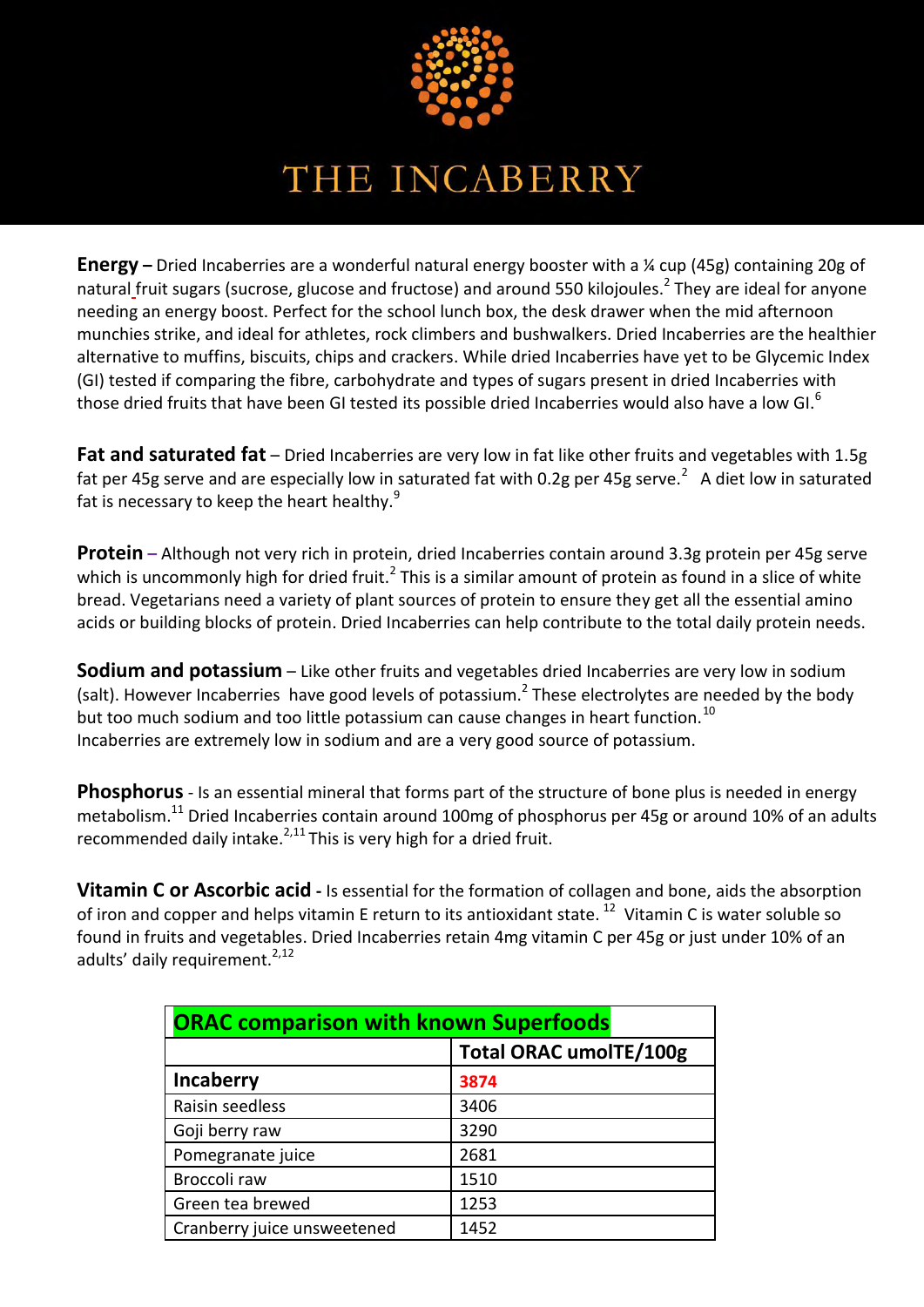# THE INCABERRY

**Energy –** Dried Incaberries are a wonderful natural energy booster with a ¼ cup (45g) containing 20g of natural fruit sugars (sucrose, glucose and fructose) and around 550 kilojoules.[2] They are ideal for anyone needing an energy boost. Perfect for the school lunch box, the desk drawer when the mid afternoon munchies strike, and ideal for athletes, rock climbers and bushwalkers. Dried Incaberries are the healthier alternative to muffins, biscuits, chips and crackers. While dried Incaberries have yet to be Glycemic Index (GI) tested if comparing the fibre, carbohydrate and types of sugars present in dried Incaberries with those dried fruits that have been GI tested its possible dried Incaberries would also have a low GI.[6]

**Fat and saturated fat** – Dried Incaberries are very low in fat like other fruits and vegetables with 1.5g fat per 45g serve and are especially low in saturated fat with 0.2g per 45g serve.[2] A diet low in saturated fat is necessary to keep the heart healthy.[9]

**Protein** – Although not very rich in protein, dried Incaberries contain around 3.3g protein per 45g serve which is uncommonly high for dried fruit.[2] This is a similar amount of protein as found in a slice of white bread. Vegetarians need a variety of plant sources of protein to ensure they get all the essential amino acids or building blocks of protein. Dried Incaberries can help contribute to the total daily protein needs.

**Sodium and potassium** – Like other fruits and vegetables dried Incaberries are very low in sodium (salt). However Incaberries have good levels of potassium.[2] These electrolytes are needed by the body but too much sodium and too little potassium can cause changes in heart function.[10]
Incaberries are extremely low in sodium and are a very good source of potassium.

**Phosphorus** - Is an essential mineral that forms part of the structure of bone plus is needed in energy metabolism.[11] Dried Incaberries contain around 100mg of phosphorus per 45g or around 10% of an adults recommended daily intake.[2,11] This is very high for a dried fruit.

**Vitamin C or Ascorbic acid -** Is essential for the formation of collagen and bone, aids the absorption of iron and copper and helps vitamin E return to its antioxidant state.[12] Vitamin C is water soluble so found in fruits and vegetables. Dried Incaberries retain 4mg vitamin C per 45g or just under 10% of an adults' daily requirement.[2,12]

| ORAC comparison with known Superfoods | |
|---|---|
| | **Total ORAC umolTE/100g** |
| **Incaberry** | **3874** |
| Raisin seedless | 3406 |
| Goji berry raw | 3290 |
| Pomegranate juice | 2681 |
| Broccoli raw | 1510 |
| Green tea brewed | 1253 |
| Cranberry juice unsweetened | 1452 |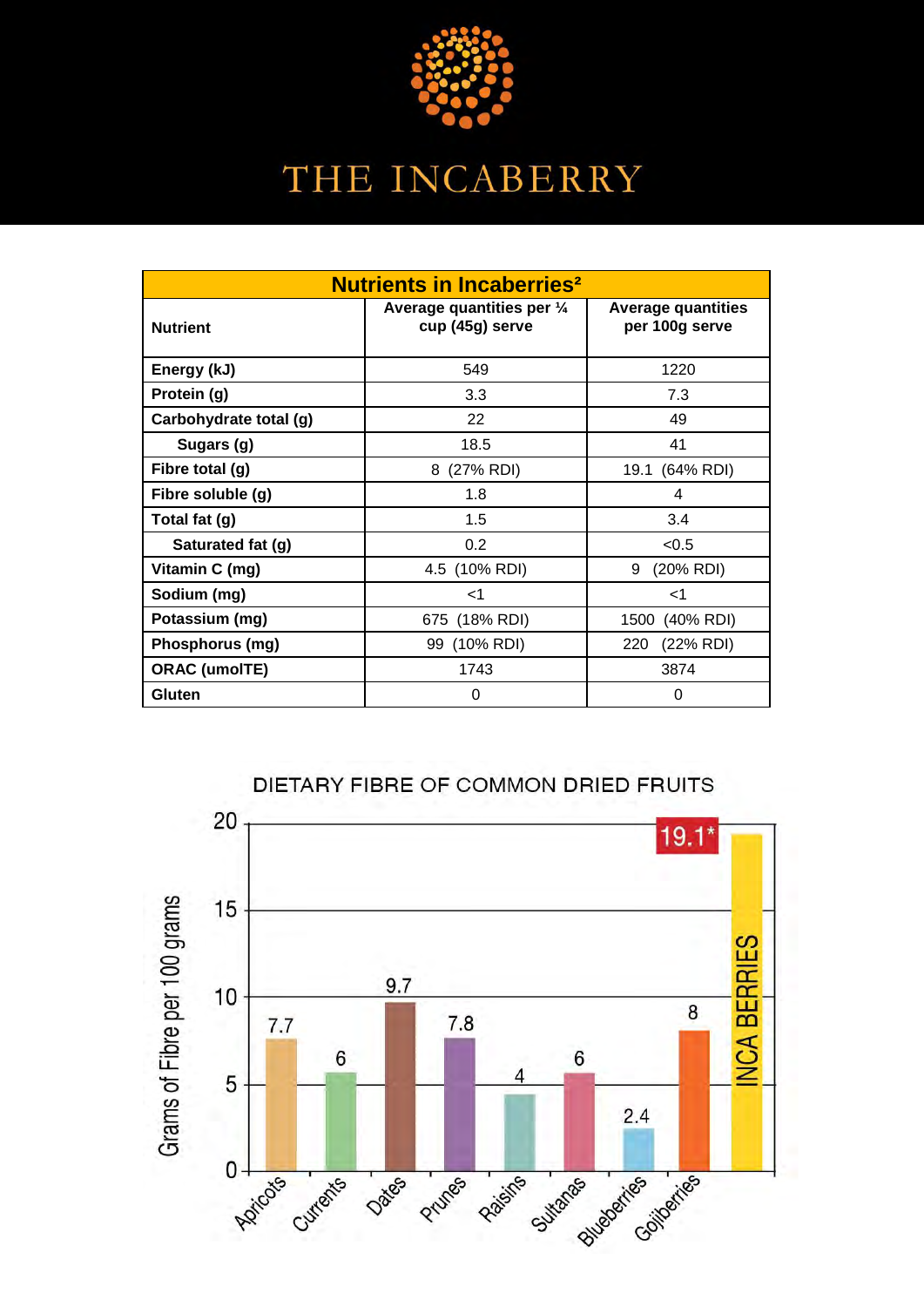# THE INCABERRY

| Nutrients in Incaberries[2] | | |
|---|---|---|
| **Nutrient** | **Average quantities per ¼ cup (45g) serve** | **Average quantities per 100g serve** |
| **Energy (kJ)** | 549 | 1220 |
| **Protein (g)** | 3.3 | 7.3 |
| **Carbohydrate total (g)** | 22 | 49 |
| **Sugars (g)** | 18.5 | 41 |
| **Fibre total (g)** | 8 (27% RDI) | 19.1 (64% RDI) |
| **Fibre soluble (g)** | 1.8 | 4 |
| **Total fat (g)** | 1.5 | 3.4 |
| **Saturated fat (g)** | 0.2 | <0.5 |
| **Vitamin C (mg)** | 4.5 (10% RDI) | 9 (20% RDI) |
| **Sodium (mg)** | <1 | <1 |
| **Potassium (mg)** | 675 (18% RDI) | 1500 (40% RDI) |
| **Phosphorus (mg)** | 99 (10% RDI) | 220 (22% RDI) |
| **ORAC (umolTE)** | 1743 | 3874 |
| **Gluten** | 0 | 0 |

## DIETARY FIBRE OF COMMON DRIED FRUITS

Grams of Fibre per 100 grams

| Fruit | Grams of Fibre per 100 grams |
|---|---|
| Apricots | 7.7 |
| Currents | 6 |
| Dates | 9.7 |
| Prunes | 7.8 |
| Raisins | 4 |
| Sultanas | 6 |
| Blueberries | 2.4 |
| Gojiberries | 8 |
| INCA BERRIES | 19.1* |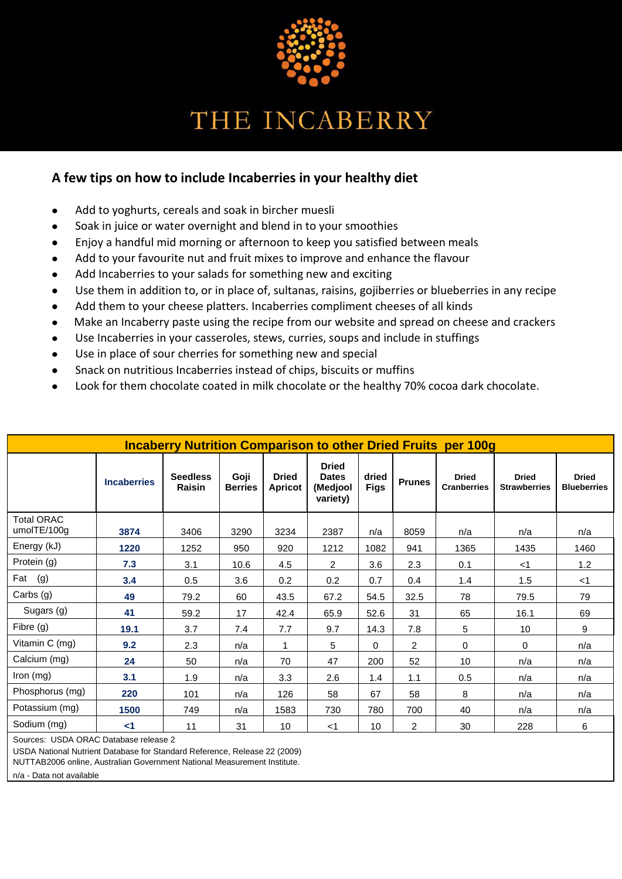# THE INCABERRY

## A few tips on how to include Incaberries in your healthy diet

- Add to yoghurts, cereals and soak in bircher muesli
- Soak in juice or water overnight and blend in to your smoothies
- Enjoy a handful mid morning or afternoon to keep you satisfied between meals
- Add to your favourite nut and fruit mixes to improve and enhance the flavour
- Add Incaberries to your salads for something new and exciting
- Use them in addition to, or in place of, sultanas, raisins, gojiberries or blueberries in any recipe
- Add them to your cheese platters. Incaberries compliment cheeses of all kinds
- Make an Incaberry paste using the recipe from our website and spread on cheese and crackers
- Use Incaberries in your casseroles, stews, curries, soups and include in stuffings
- Use in place of sour cherries for something new and special
- Snack on nutritious Incaberries instead of chips, biscuits or muffins
- Look for them chocolate coated in milk chocolate or the healthy 70% cocoa dark chocolate.

**Incaberry Nutrition Comparison to other Dried Fruits per 100g**

| | **Incaberries** | **Seedless Raisin** | **Goji Berries** | **Dried Apricot** | **Dried Dates (Medjool variety)** | **dried Figs** | **Prunes** | **Dried Cranberries** | **Dried Strawberries** | **Dried Blueberries** |
|---|---|---|---|---|---|---|---|---|---|---|
| Total ORAC umolTE/100g | **3874** | 3406 | 3290 | 3234 | 2387 | n/a | 8059 | n/a | n/a | n/a |
| Energy (kJ) | **1220** | 1252 | 950 | 920 | 1212 | 1082 | 941 | 1365 | 1435 | 1460 |
| Protein (g) | **7.3** | 3.1 | 10.6 | 4.5 | 2 | 3.6 | 2.3 | 0.1 | <1 | 1.2 |
| Fat (g) | **3.4** | 0.5 | 3.6 | 0.2 | 0.2 | 0.7 | 0.4 | 1.4 | 1.5 | <1 |
| Carbs (g) | **49** | 79.2 | 60 | 43.5 | 67.2 | 54.5 | 32.5 | 78 | 79.5 | 79 |
| Sugars (g) | **41** | 59.2 | 17 | 42.4 | 65.9 | 52.6 | 31 | 65 | 16.1 | 69 |
| Fibre (g) | **19.1** | 3.7 | 7.4 | 7.7 | 9.7 | 14.3 | 7.8 | 5 | 10 | 9 |
| Vitamin C (mg) | **9.2** | 2.3 | n/a | 1 | 5 | 0 | 2 | 0 | 0 | n/a |
| Calcium (mg) | **24** | 50 | n/a | 70 | 47 | 200 | 52 | 10 | n/a | n/a |
| Iron (mg) | **3.1** | 1.9 | n/a | 3.3 | 2.6 | 1.4 | 1.1 | 0.5 | n/a | n/a |
| Phosphorus (mg) | **220** | 101 | n/a | 126 | 58 | 67 | 58 | 8 | n/a | n/a |
| Potassium (mg) | **1500** | 749 | n/a | 1583 | 730 | 780 | 700 | 40 | n/a | n/a |
| Sodium (mg) | **<1** | 11 | 31 | 10 | <1 | 10 | 2 | 30 | 228 | 6 |

Sources: USDA ORAC Database release 2
USDA National Nutrient Database for Standard Reference, Release 22 (2009)
NUTTAB2006 online, Australian Government National Measurement Institute.

n/a - Data not available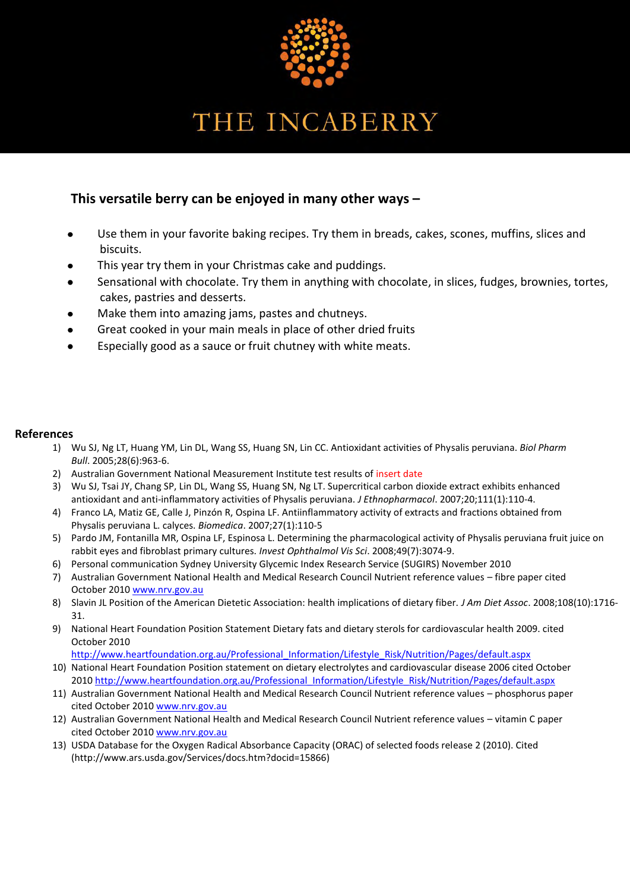# THE INCABERRY

### This versatile berry can be enjoyed in many other ways –

- Use them in your favorite baking recipes. Try them in breads, cakes, scones, muffins, slices and biscuits.
- This year try them in your Christmas cake and puddings.
- Sensational with chocolate. Try them in anything with chocolate, in slices, fudges, brownies, tortes, cakes, pastries and desserts.
- Make them into amazing jams, pastes and chutneys.
- Great cooked in your main meals in place of other dried fruits
- Especially good as a sauce or fruit chutney with white meats.

**References**

1) Wu SJ, Ng LT, Huang YM, Lin DL, Wang SS, Huang SN, Lin CC. Antioxidant activities of Physalis peruviana. *Biol Pharm Bull*. 2005;28(6):963-6.
2) Australian Government National Measurement Institute test results of insert date
3) Wu SJ, Tsai JY, Chang SP, Lin DL, Wang SS, Huang SN, Ng LT. Supercritical carbon dioxide extract exhibits enhanced antioxidant and anti-inflammatory activities of Physalis peruviana. *J Ethnopharmacol*. 2007;20;111(1):110-4.
4) Franco LA, Matiz GE, Calle J, Pinzón R, Ospina LF. Antiinflammatory activity of extracts and fractions obtained from Physalis peruviana L. calyces. *Biomedica*. 2007;27(1):110-5
5) Pardo JM, Fontanilla MR, Ospina LF, Espinosa L. Determining the pharmacological activity of Physalis peruviana fruit juice on rabbit eyes and fibroblast primary cultures. *Invest Ophthalmol Vis Sci*. 2008;49(7):3074-9.
6) Personal communication Sydney University Glycemic Index Research Service (SUGIRS) November 2010
7) Australian Government National Health and Medical Research Council Nutrient reference values – fibre paper cited October 2010 www.nrv.gov.au
8) Slavin JL Position of the American Dietetic Association: health implications of dietary fiber. *J Am Diet Assoc*. 2008;108(10):1716-31.
9) National Heart Foundation Position Statement Dietary fats and dietary sterols for cardiovascular health 2009. cited October 2010 http://www.heartfoundation.org.au/Professional_Information/Lifestyle_Risk/Nutrition/Pages/default.aspx
10) National Heart Foundation Position statement on dietary electrolytes and cardiovascular disease 2006 cited October 2010 http://www.heartfoundation.org.au/Professional_Information/Lifestyle_Risk/Nutrition/Pages/default.aspx
11) Australian Government National Health and Medical Research Council Nutrient reference values – phosphorus paper cited October 2010 www.nrv.gov.au
12) Australian Government National Health and Medical Research Council Nutrient reference values – vitamin C paper cited October 2010 www.nrv.gov.au
13) USDA Database for the Oxygen Radical Absorbance Capacity (ORAC) of selected foods release 2 (2010). Cited (http://www.ars.usda.gov/Services/docs.htm?docid=15866)